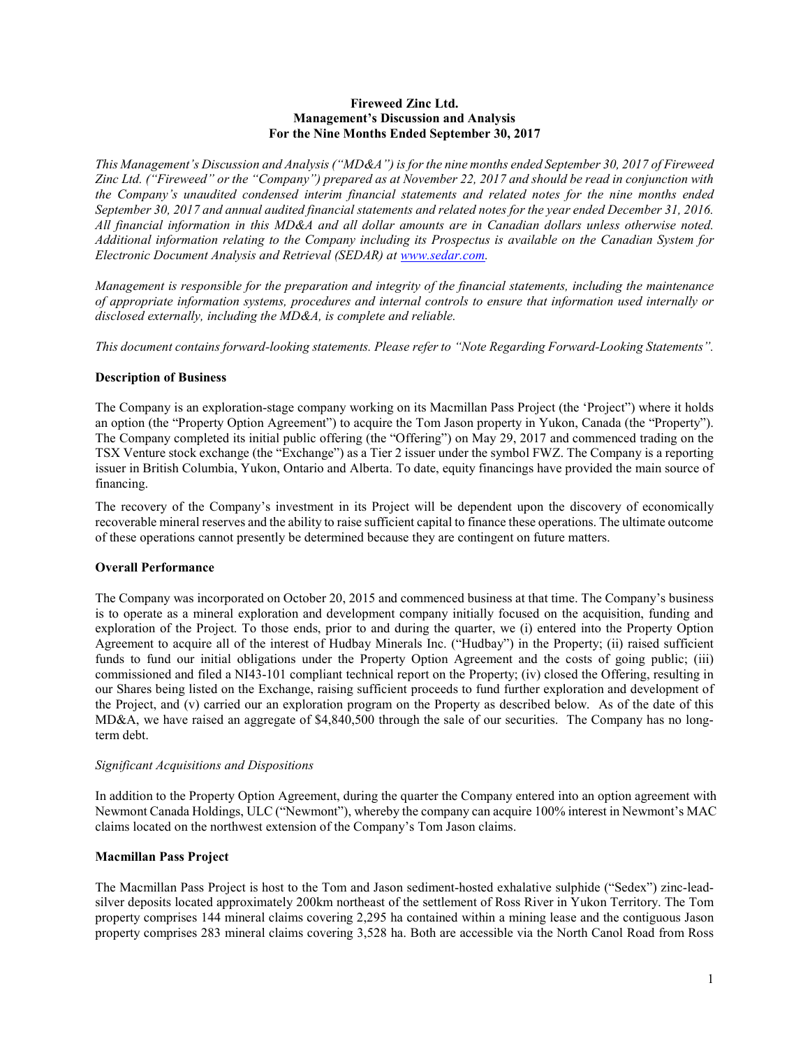**Fireweed Zinc Ltd.**
**Management's Discussion and Analysis**
**For the Nine Months Ended September 30, 2017**

*This Management's Discussion and Analysis ("MD&A") is for the nine months ended September 30, 2017 of Fireweed Zinc Ltd. ("Fireweed" or the "Company") prepared as at November 22, 2017 and should be read in conjunction with the Company's unaudited condensed interim financial statements and related notes for the nine months ended September 30, 2017 and annual audited financial statements and related notes for the year ended December 31, 2016. All financial information in this MD&A and all dollar amounts are in Canadian dollars unless otherwise noted. Additional information relating to the Company including its Prospectus is available on the Canadian System for Electronic Document Analysis and Retrieval (SEDAR) at www.sedar.com.*

*Management is responsible for the preparation and integrity of the financial statements, including the maintenance of appropriate information systems, procedures and internal controls to ensure that information used internally or disclosed externally, including the MD&A, is complete and reliable.*

*This document contains forward-looking statements. Please refer to "Note Regarding Forward-Looking Statements".*

**Description of Business**

The Company is an exploration-stage company working on its Macmillan Pass Project (the 'Project") where it holds an option (the "Property Option Agreement") to acquire the Tom Jason property in Yukon, Canada (the "Property"). The Company completed its initial public offering (the "Offering") on May 29, 2017 and commenced trading on the TSX Venture stock exchange (the "Exchange") as a Tier 2 issuer under the symbol FWZ. The Company is a reporting issuer in British Columbia, Yukon, Ontario and Alberta. To date, equity financings have provided the main source of financing.

The recovery of the Company's investment in its Project will be dependent upon the discovery of economically recoverable mineral reserves and the ability to raise sufficient capital to finance these operations. The ultimate outcome of these operations cannot presently be determined because they are contingent on future matters.

**Overall Performance**

The Company was incorporated on October 20, 2015 and commenced business at that time. The Company's business is to operate as a mineral exploration and development company initially focused on the acquisition, funding and exploration of the Project. To those ends, prior to and during the quarter, we (i) entered into the Property Option Agreement to acquire all of the interest of Hudbay Minerals Inc. ("Hudbay") in the Property; (ii) raised sufficient funds to fund our initial obligations under the Property Option Agreement and the costs of going public; (iii) commissioned and filed a NI43-101 compliant technical report on the Property; (iv) closed the Offering, resulting in our Shares being listed on the Exchange, raising sufficient proceeds to fund further exploration and development of the Project, and (v) carried our an exploration program on the Property as described below. As of the date of this MD&A, we have raised an aggregate of $4,840,500 through the sale of our securities. The Company has no long-term debt.

*Significant Acquisitions and Dispositions*

In addition to the Property Option Agreement, during the quarter the Company entered into an option agreement with Newmont Canada Holdings, ULC ("Newmont"), whereby the company can acquire 100% interest in Newmont's MAC claims located on the northwest extension of the Company's Tom Jason claims.

**Macmillan Pass Project**

The Macmillan Pass Project is host to the Tom and Jason sediment-hosted exhalative sulphide ("Sedex") zinc-lead-silver deposits located approximately 200km northeast of the settlement of Ross River in Yukon Territory. The Tom property comprises 144 mineral claims covering 2,295 ha contained within a mining lease and the contiguous Jason property comprises 283 mineral claims covering 3,528 ha. Both are accessible via the North Canol Road from Ross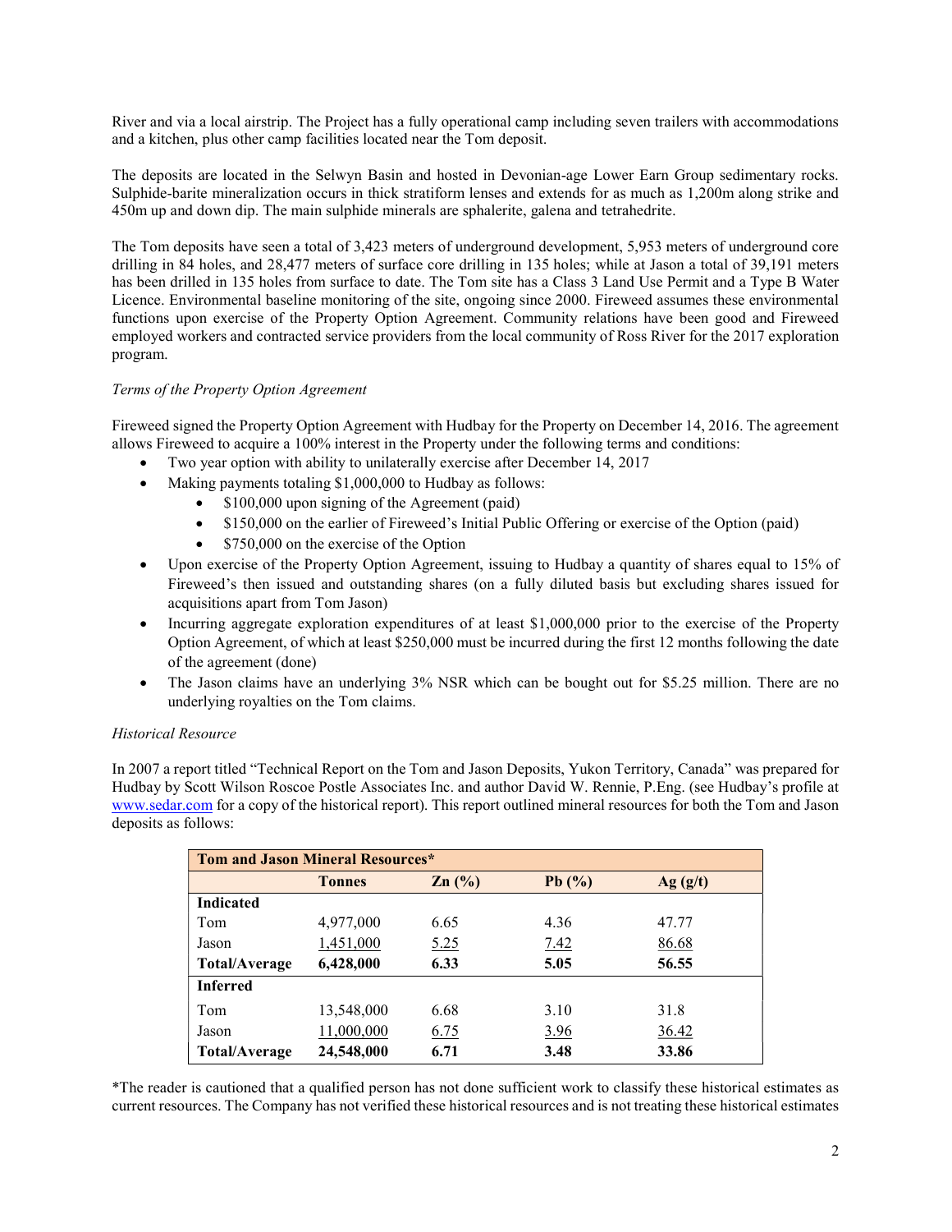River and via a local airstrip. The Project has a fully operational camp including seven trailers with accommodations and a kitchen, plus other camp facilities located near the Tom deposit.

The deposits are located in the Selwyn Basin and hosted in Devonian-age Lower Earn Group sedimentary rocks. Sulphide-barite mineralization occurs in thick stratiform lenses and extends for as much as 1,200m along strike and 450m up and down dip. The main sulphide minerals are sphalerite, galena and tetrahedrite.

The Tom deposits have seen a total of 3,423 meters of underground development, 5,953 meters of underground core drilling in 84 holes, and 28,477 meters of surface core drilling in 135 holes; while at Jason a total of 39,191 meters has been drilled in 135 holes from surface to date. The Tom site has a Class 3 Land Use Permit and a Type B Water Licence. Environmental baseline monitoring of the site, ongoing since 2000. Fireweed assumes these environmental functions upon exercise of the Property Option Agreement. Community relations have been good and Fireweed employed workers and contracted service providers from the local community of Ross River for the 2017 exploration program.

*Terms of the Property Option Agreement*

Fireweed signed the Property Option Agreement with Hudbay for the Property on December 14, 2016. The agreement allows Fireweed to acquire a 100% interest in the Property under the following terms and conditions:

- Two year option with ability to unilaterally exercise after December 14, 2017
- Making payments totaling $1,000,000 to Hudbay as follows:
  - $100,000 upon signing of the Agreement (paid)
  - $150,000 on the earlier of Fireweed's Initial Public Offering or exercise of the Option (paid)
  - $750,000 on the exercise of the Option
- Upon exercise of the Property Option Agreement, issuing to Hudbay a quantity of shares equal to 15% of Fireweed's then issued and outstanding shares (on a fully diluted basis but excluding shares issued for acquisitions apart from Tom Jason)
- Incurring aggregate exploration expenditures of at least $1,000,000 prior to the exercise of the Property Option Agreement, of which at least $250,000 must be incurred during the first 12 months following the date of the agreement (done)
- The Jason claims have an underlying 3% NSR which can be bought out for $5.25 million. There are no underlying royalties on the Tom claims.

*Historical Resource*

In 2007 a report titled "Technical Report on the Tom and Jason Deposits, Yukon Territory, Canada" was prepared for Hudbay by Scott Wilson Roscoe Postle Associates Inc. and author David W. Rennie, P.Eng. (see Hudbay's profile at www.sedar.com for a copy of the historical report). This report outlined mineral resources for both the Tom and Jason deposits as follows:

| **Tom and Jason Mineral Resources*** | | | | |
|---|---|---|---|---|
| | **Tonnes** | **Zn (%)** | **Pb (%)** | **Ag (g/t)** |
| **Indicated** | | | | |
| Tom | 4,977,000 | 6.65 | 4.36 | 47.77 |
| Jason | 1,451,000 | 5.25 | 7.42 | 86.68 |
| **Total/Average** | **6,428,000** | **6.33** | **5.05** | **56.55** |
| **Inferred** | | | | |
| Tom | 13,548,000 | 6.68 | 3.10 | 31.8 |
| Jason | 11,000,000 | 6.75 | 3.96 | 36.42 |
| **Total/Average** | **24,548,000** | **6.71** | **3.48** | **33.86** |

*The reader is cautioned that a qualified person has not done sufficient work to classify these historical estimates as current resources. The Company has not verified these historical resources and is not treating these historical estimates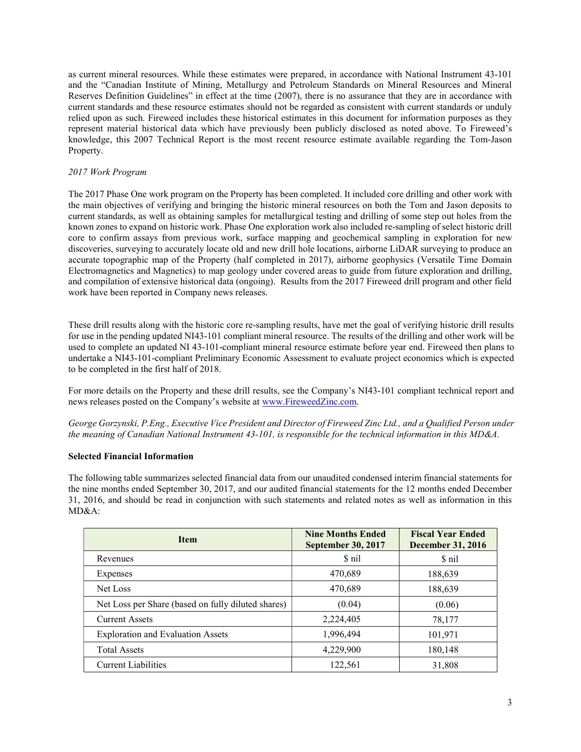as current mineral resources. While these estimates were prepared, in accordance with National Instrument 43-101 and the "Canadian Institute of Mining, Metallurgy and Petroleum Standards on Mineral Resources and Mineral Reserves Definition Guidelines" in effect at the time (2007), there is no assurance that they are in accordance with current standards and these resource estimates should not be regarded as consistent with current standards or unduly relied upon as such. Fireweed includes these historical estimates in this document for information purposes as they represent material historical data which have previously been publicly disclosed as noted above. To Fireweed's knowledge, this 2007 Technical Report is the most recent resource estimate available regarding the Tom-Jason Property.

*2017 Work Program*

The 2017 Phase One work program on the Property has been completed. It included core drilling and other work with the main objectives of verifying and bringing the historic mineral resources on both the Tom and Jason deposits to current standards, as well as obtaining samples for metallurgical testing and drilling of some step out holes from the known zones to expand on historic work. Phase One exploration work also included re-sampling of select historic drill core to confirm assays from previous work, surface mapping and geochemical sampling in exploration for new discoveries, surveying to accurately locate old and new drill hole locations, airborne LiDAR surveying to produce an accurate topographic map of the Property (half completed in 2017), airborne geophysics (Versatile Time Domain Electromagnetics and Magnetics) to map geology under covered areas to guide from future exploration and drilling, and compilation of extensive historical data (ongoing). Results from the 2017 Fireweed drill program and other field work have been reported in Company news releases.

These drill results along with the historic core re-sampling results, have met the goal of verifying historic drill results for use in the pending updated NI43-101 compliant mineral resource. The results of the drilling and other work will be used to complete an updated NI 43-101-compliant mineral resource estimate before year end. Fireweed then plans to undertake a NI43-101-compliant Preliminary Economic Assessment to evaluate project economics which is expected to be completed in the first half of 2018.

For more details on the Property and these drill results, see the Company's NI43-101 compliant technical report and news releases posted on the Company's website at www.FireweedZinc.com.

*George Gorzynski, P.Eng., Executive Vice President and Director of Fireweed Zinc Ltd., and a Qualified Person under the meaning of Canadian National Instrument 43-101, is responsible for the technical information in this MD&A.*

**Selected Financial Information**

The following table summarizes selected financial data from our unaudited condensed interim financial statements for the nine months ended September 30, 2017, and our audited financial statements for the 12 months ended December 31, 2016, and should be read in conjunction with such statements and related notes as well as information in this MD&A:

| Item | Nine Months Ended September 30, 2017 | Fiscal Year Ended December 31, 2016 |
|---|---|---|
| Revenues | $ nil | $ nil |
| Expenses | 470,689 | 188,639 |
| Net Loss | 470,689 | 188,639 |
| Net Loss per Share (based on fully diluted shares) | (0.04) | (0.06) |
| Current Assets | 2,224,405 | 78,177 |
| Exploration and Evaluation Assets | 1,996,494 | 101,971 |
| Total Assets | 4,229,900 | 180,148 |
| Current Liabilities | 122,561 | 31,808 |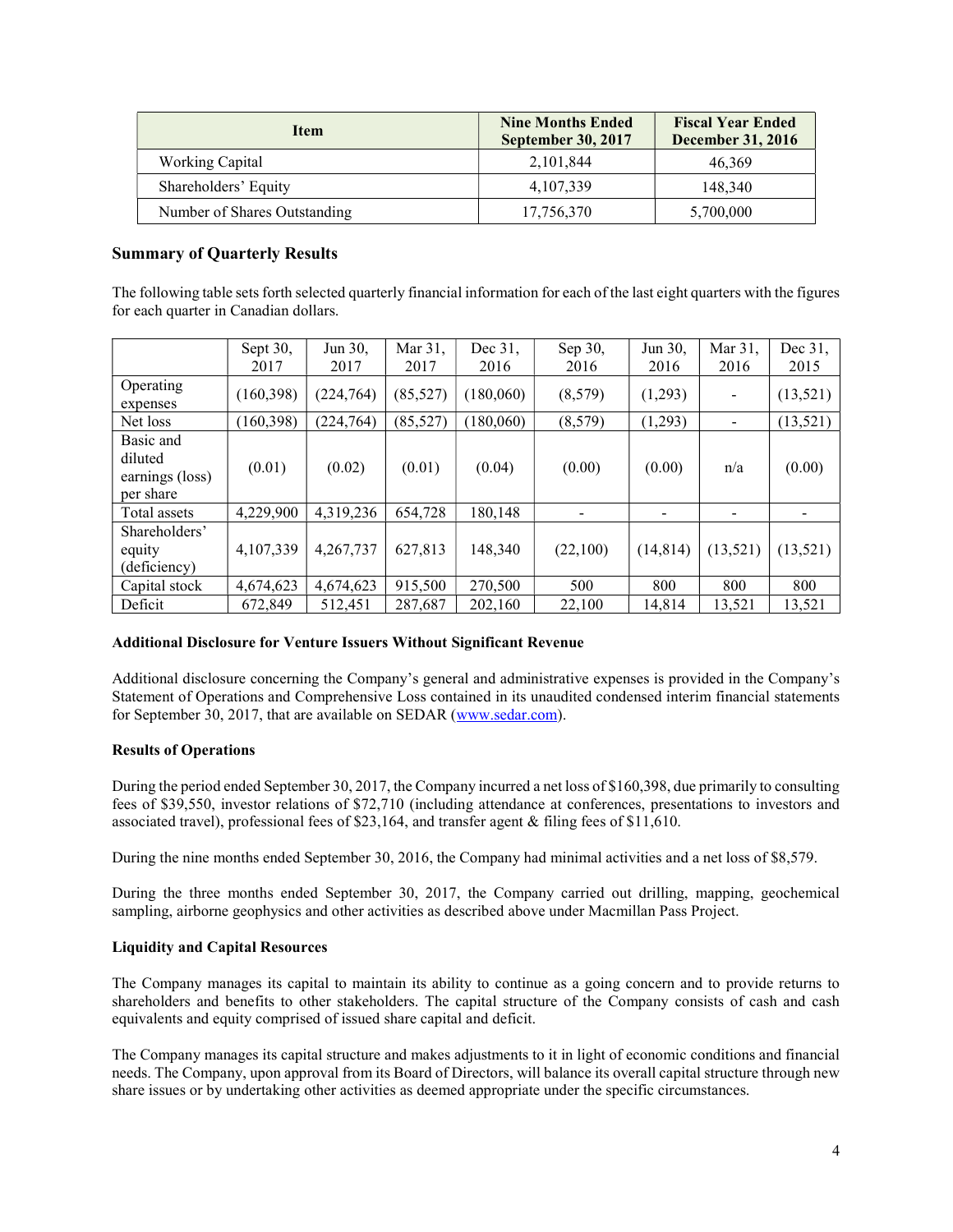| Item | Nine Months Ended September 30, 2017 | Fiscal Year Ended December 31, 2016 |
|---|---|---|
| Working Capital | 2,101,844 | 46,369 |
| Shareholders' Equity | 4,107,339 | 148,340 |
| Number of Shares Outstanding | 17,756,370 | 5,700,000 |

## Summary of Quarterly Results

The following table sets forth selected quarterly financial information for each of the last eight quarters with the figures for each quarter in Canadian dollars.

| | Sept 30, 2017 | Jun 30, 2017 | Mar 31, 2017 | Dec 31, 2016 | Sep 30, 2016 | Jun 30, 2016 | Mar 31, 2016 | Dec 31, 2015 |
|---|---|---|---|---|---|---|---|---|
| Operating expenses | (160,398) | (224,764) | (85,527) | (180,060) | (8,579) | (1,293) | - | (13,521) |
| Net loss | (160,398) | (224,764) | (85,527) | (180,060) | (8,579) | (1,293) | - | (13,521) |
| Basic and diluted earnings (loss) per share | (0.01) | (0.02) | (0.01) | (0.04) | (0.00) | (0.00) | n/a | (0.00) |
| Total assets | 4,229,900 | 4,319,236 | 654,728 | 180,148 | - | - | - | - |
| Shareholders' equity (deficiency) | 4,107,339 | 4,267,737 | 627,813 | 148,340 | (22,100) | (14,814) | (13,521) | (13,521) |
| Capital stock | 4,674,623 | 4,674,623 | 915,500 | 270,500 | 500 | 800 | 800 | 800 |
| Deficit | 672,849 | 512,451 | 287,687 | 202,160 | 22,100 | 14,814 | 13,521 | 13,521 |

### Additional Disclosure for Venture Issuers Without Significant Revenue

Additional disclosure concerning the Company's general and administrative expenses is provided in the Company's Statement of Operations and Comprehensive Loss contained in its unaudited condensed interim financial statements for September 30, 2017, that are available on SEDAR (www.sedar.com).

### Results of Operations

During the period ended September 30, 2017, the Company incurred a net loss of $160,398, due primarily to consulting fees of $39,550, investor relations of $72,710 (including attendance at conferences, presentations to investors and associated travel), professional fees of $23,164, and transfer agent & filing fees of $11,610.

During the nine months ended September 30, 2016, the Company had minimal activities and a net loss of $8,579.

During the three months ended September 30, 2017, the Company carried out drilling, mapping, geochemical sampling, airborne geophysics and other activities as described above under Macmillan Pass Project.

### Liquidity and Capital Resources

The Company manages its capital to maintain its ability to continue as a going concern and to provide returns to shareholders and benefits to other stakeholders. The capital structure of the Company consists of cash and cash equivalents and equity comprised of issued share capital and deficit.

The Company manages its capital structure and makes adjustments to it in light of economic conditions and financial needs. The Company, upon approval from its Board of Directors, will balance its overall capital structure through new share issues or by undertaking other activities as deemed appropriate under the specific circumstances.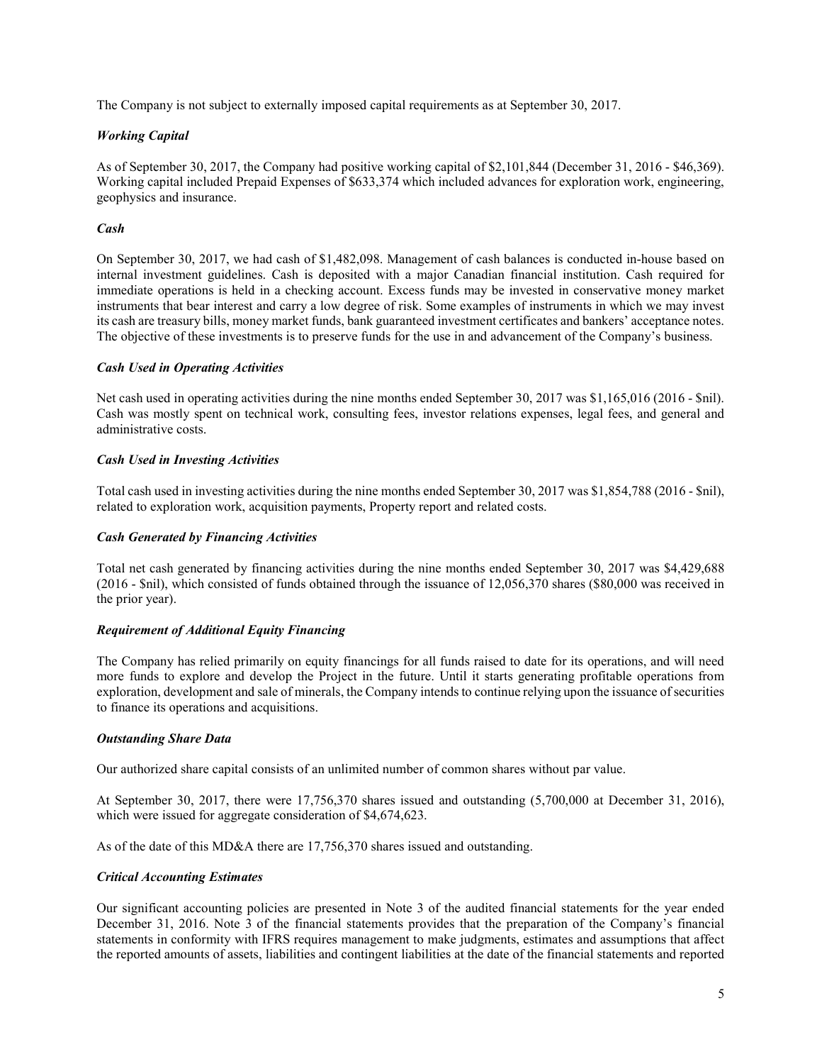The Company is not subject to externally imposed capital requirements as at September 30, 2017.

### *Working Capital*

As of September 30, 2017, the Company had positive working capital of $2,101,844 (December 31, 2016 - $46,369). Working capital included Prepaid Expenses of $633,374 which included advances for exploration work, engineering, geophysics and insurance.

### *Cash*

On September 30, 2017, we had cash of $1,482,098. Management of cash balances is conducted in-house based on internal investment guidelines. Cash is deposited with a major Canadian financial institution. Cash required for immediate operations is held in a checking account. Excess funds may be invested in conservative money market instruments that bear interest and carry a low degree of risk. Some examples of instruments in which we may invest its cash are treasury bills, money market funds, bank guaranteed investment certificates and bankers' acceptance notes. The objective of these investments is to preserve funds for the use in and advancement of the Company's business.

### *Cash Used in Operating Activities*

Net cash used in operating activities during the nine months ended September 30, 2017 was $1,165,016 (2016 - $nil). Cash was mostly spent on technical work, consulting fees, investor relations expenses, legal fees, and general and administrative costs.

### *Cash Used in Investing Activities*

Total cash used in investing activities during the nine months ended September 30, 2017 was $1,854,788 (2016 - $nil), related to exploration work, acquisition payments, Property report and related costs.

### *Cash Generated by Financing Activities*

Total net cash generated by financing activities during the nine months ended September 30, 2017 was $4,429,688 (2016 - $nil), which consisted of funds obtained through the issuance of 12,056,370 shares ($80,000 was received in the prior year).

### *Requirement of Additional Equity Financing*

The Company has relied primarily on equity financings for all funds raised to date for its operations, and will need more funds to explore and develop the Project in the future. Until it starts generating profitable operations from exploration, development and sale of minerals, the Company intends to continue relying upon the issuance of securities to finance its operations and acquisitions.

### *Outstanding Share Data*

Our authorized share capital consists of an unlimited number of common shares without par value.

At September 30, 2017, there were 17,756,370 shares issued and outstanding (5,700,000 at December 31, 2016), which were issued for aggregate consideration of $4,674,623.

As of the date of this MD&A there are 17,756,370 shares issued and outstanding.

### *Critical Accounting Estimates*

Our significant accounting policies are presented in Note 3 of the audited financial statements for the year ended December 31, 2016. Note 3 of the financial statements provides that the preparation of the Company's financial statements in conformity with IFRS requires management to make judgments, estimates and assumptions that affect the reported amounts of assets, liabilities and contingent liabilities at the date of the financial statements and reported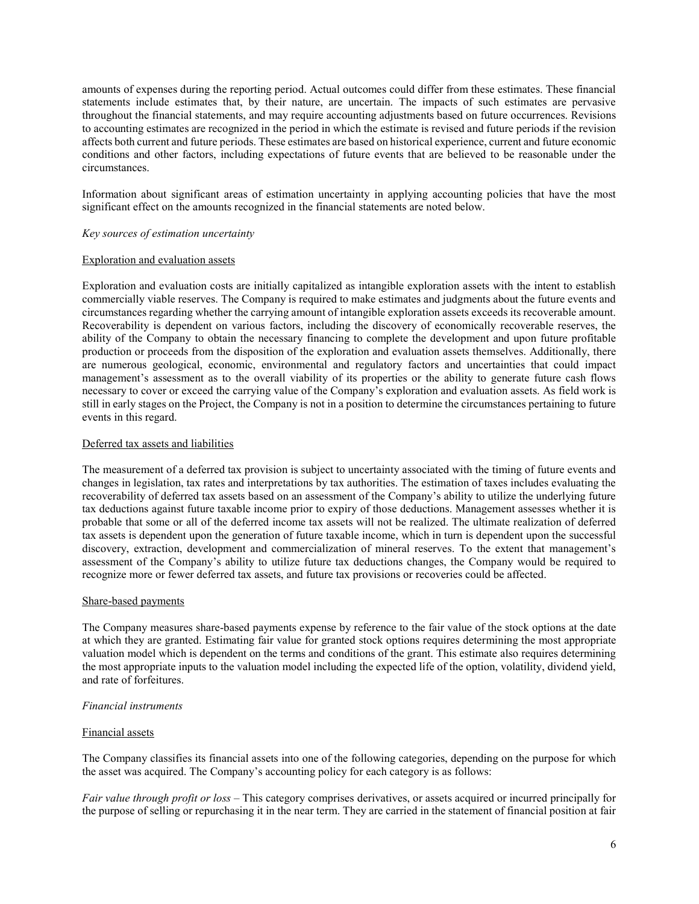amounts of expenses during the reporting period. Actual outcomes could differ from these estimates. These financial statements include estimates that, by their nature, are uncertain. The impacts of such estimates are pervasive throughout the financial statements, and may require accounting adjustments based on future occurrences. Revisions to accounting estimates are recognized in the period in which the estimate is revised and future periods if the revision affects both current and future periods. These estimates are based on historical experience, current and future economic conditions and other factors, including expectations of future events that are believed to be reasonable under the circumstances.

Information about significant areas of estimation uncertainty in applying accounting policies that have the most significant effect on the amounts recognized in the financial statements are noted below.

*Key sources of estimation uncertainty*

Exploration and evaluation assets

Exploration and evaluation costs are initially capitalized as intangible exploration assets with the intent to establish commercially viable reserves. The Company is required to make estimates and judgments about the future events and circumstances regarding whether the carrying amount of intangible exploration assets exceeds its recoverable amount. Recoverability is dependent on various factors, including the discovery of economically recoverable reserves, the ability of the Company to obtain the necessary financing to complete the development and upon future profitable production or proceeds from the disposition of the exploration and evaluation assets themselves. Additionally, there are numerous geological, economic, environmental and regulatory factors and uncertainties that could impact management's assessment as to the overall viability of its properties or the ability to generate future cash flows necessary to cover or exceed the carrying value of the Company's exploration and evaluation assets. As field work is still in early stages on the Project, the Company is not in a position to determine the circumstances pertaining to future events in this regard.

Deferred tax assets and liabilities

The measurement of a deferred tax provision is subject to uncertainty associated with the timing of future events and changes in legislation, tax rates and interpretations by tax authorities. The estimation of taxes includes evaluating the recoverability of deferred tax assets based on an assessment of the Company's ability to utilize the underlying future tax deductions against future taxable income prior to expiry of those deductions. Management assesses whether it is probable that some or all of the deferred income tax assets will not be realized. The ultimate realization of deferred tax assets is dependent upon the generation of future taxable income, which in turn is dependent upon the successful discovery, extraction, development and commercialization of mineral reserves. To the extent that management's assessment of the Company's ability to utilize future tax deductions changes, the Company would be required to recognize more or fewer deferred tax assets, and future tax provisions or recoveries could be affected.

Share-based payments

The Company measures share-based payments expense by reference to the fair value of the stock options at the date at which they are granted. Estimating fair value for granted stock options requires determining the most appropriate valuation model which is dependent on the terms and conditions of the grant. This estimate also requires determining the most appropriate inputs to the valuation model including the expected life of the option, volatility, dividend yield, and rate of forfeitures.

*Financial instruments*

Financial assets

The Company classifies its financial assets into one of the following categories, depending on the purpose for which the asset was acquired. The Company's accounting policy for each category is as follows:

*Fair value through profit or loss* – This category comprises derivatives, or assets acquired or incurred principally for the purpose of selling or repurchasing it in the near term. They are carried in the statement of financial position at fair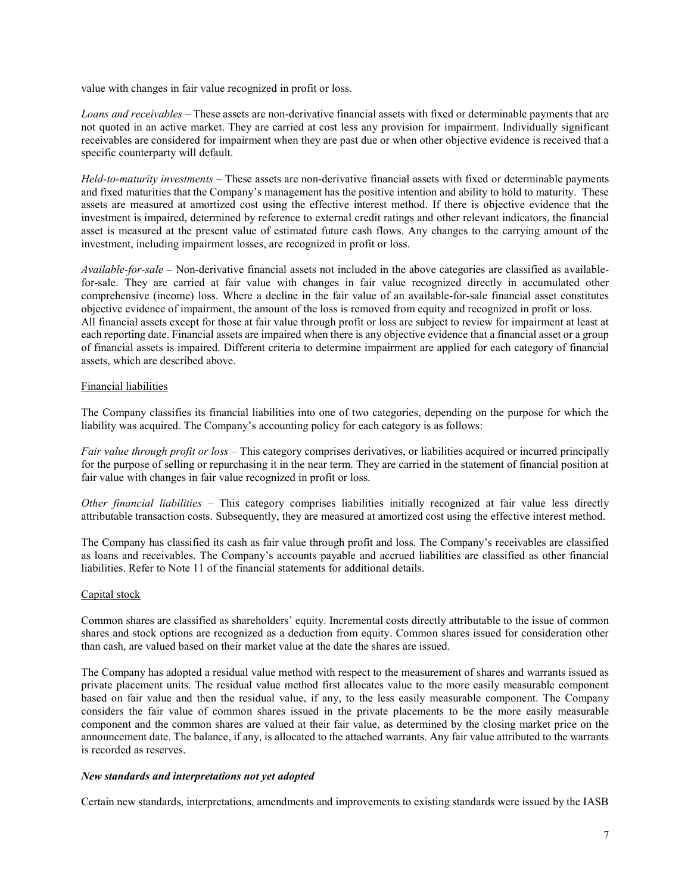value with changes in fair value recognized in profit or loss.

*Loans and receivables* – These assets are non-derivative financial assets with fixed or determinable payments that are not quoted in an active market. They are carried at cost less any provision for impairment. Individually significant receivables are considered for impairment when they are past due or when other objective evidence is received that a specific counterparty will default.

*Held-to-maturity investments* – These assets are non-derivative financial assets with fixed or determinable payments and fixed maturities that the Company's management has the positive intention and ability to hold to maturity. These assets are measured at amortized cost using the effective interest method. If there is objective evidence that the investment is impaired, determined by reference to external credit ratings and other relevant indicators, the financial asset is measured at the present value of estimated future cash flows. Any changes to the carrying amount of the investment, including impairment losses, are recognized in profit or loss.

*Available-for-sale* – Non-derivative financial assets not included in the above categories are classified as available-for-sale. They are carried at fair value with changes in fair value recognized directly in accumulated other comprehensive (income) loss. Where a decline in the fair value of an available-for-sale financial asset constitutes objective evidence of impairment, the amount of the loss is removed from equity and recognized in profit or loss.
All financial assets except for those at fair value through profit or loss are subject to review for impairment at least at each reporting date. Financial assets are impaired when there is any objective evidence that a financial asset or a group of financial assets is impaired. Different criteria to determine impairment are applied for each category of financial assets, which are described above.

Financial liabilities

The Company classifies its financial liabilities into one of two categories, depending on the purpose for which the liability was acquired. The Company's accounting policy for each category is as follows:

*Fair value through profit or loss* – This category comprises derivatives, or liabilities acquired or incurred principally for the purpose of selling or repurchasing it in the near term. They are carried in the statement of financial position at fair value with changes in fair value recognized in profit or loss.

*Other financial liabilities* – This category comprises liabilities initially recognized at fair value less directly attributable transaction costs. Subsequently, they are measured at amortized cost using the effective interest method.

The Company has classified its cash as fair value through profit and loss. The Company's receivables are classified as loans and receivables. The Company's accounts payable and accrued liabilities are classified as other financial liabilities. Refer to Note 11 of the financial statements for additional details.

Capital stock

Common shares are classified as shareholders' equity. Incremental costs directly attributable to the issue of common shares and stock options are recognized as a deduction from equity. Common shares issued for consideration other than cash, are valued based on their market value at the date the shares are issued.

The Company has adopted a residual value method with respect to the measurement of shares and warrants issued as private placement units. The residual value method first allocates value to the more easily measurable component based on fair value and then the residual value, if any, to the less easily measurable component. The Company considers the fair value of common shares issued in the private placements to be the more easily measurable component and the common shares are valued at their fair value, as determined by the closing market price on the announcement date. The balance, if any, is allocated to the attached warrants. Any fair value attributed to the warrants is recorded as reserves.

***New standards and interpretations not yet adopted***

Certain new standards, interpretations, amendments and improvements to existing standards were issued by the IASB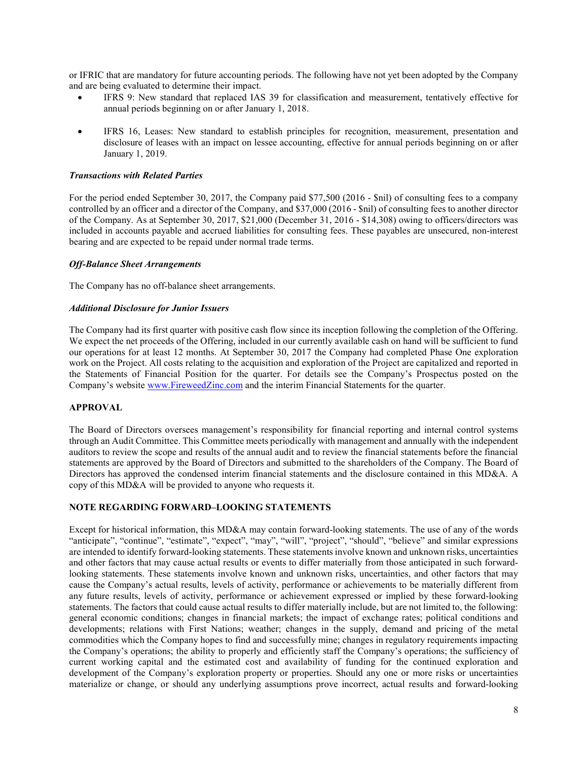or IFRIC that are mandatory for future accounting periods. The following have not yet been adopted by the Company and are being evaluated to determine their impact.

- IFRS 9: New standard that replaced IAS 39 for classification and measurement, tentatively effective for annual periods beginning on or after January 1, 2018.
- IFRS 16, Leases: New standard to establish principles for recognition, measurement, presentation and disclosure of leases with an impact on lessee accounting, effective for annual periods beginning on or after January 1, 2019.

### *Transactions with Related Parties*

For the period ended September 30, 2017, the Company paid $77,500 (2016 - $nil) of consulting fees to a company controlled by an officer and a director of the Company, and $37,000 (2016 - $nil) of consulting fees to another director of the Company. As at September 30, 2017, $21,000 (December 31, 2016 - $14,308) owing to officers/directors was included in accounts payable and accrued liabilities for consulting fees. These payables are unsecured, non-interest bearing and are expected to be repaid under normal trade terms.

### *Off-Balance Sheet Arrangements*

The Company has no off-balance sheet arrangements.

### *Additional Disclosure for Junior Issuers*

The Company had its first quarter with positive cash flow since its inception following the completion of the Offering. We expect the net proceeds of the Offering, included in our currently available cash on hand will be sufficient to fund our operations for at least 12 months. At September 30, 2017 the Company had completed Phase One exploration work on the Project. All costs relating to the acquisition and exploration of the Project are capitalized and reported in the Statements of Financial Position for the quarter. For details see the Company's Prospectus posted on the Company's website www.FireweedZinc.com and the interim Financial Statements for the quarter.

## APPROVAL

The Board of Directors oversees management's responsibility for financial reporting and internal control systems through an Audit Committee. This Committee meets periodically with management and annually with the independent auditors to review the scope and results of the annual audit and to review the financial statements before the financial statements are approved by the Board of Directors and submitted to the shareholders of the Company. The Board of Directors has approved the condensed interim financial statements and the disclosure contained in this MD&A. A copy of this MD&A will be provided to anyone who requests it.

## NOTE REGARDING FORWARD–LOOKING STATEMENTS

Except for historical information, this MD&A may contain forward-looking statements. The use of any of the words "anticipate", "continue", "estimate", "expect", "may", "will", "project", "should", "believe" and similar expressions are intended to identify forward-looking statements. These statements involve known and unknown risks, uncertainties and other factors that may cause actual results or events to differ materially from those anticipated in such forward-looking statements. These statements involve known and unknown risks, uncertainties, and other factors that may cause the Company's actual results, levels of activity, performance or achievements to be materially different from any future results, levels of activity, performance or achievement expressed or implied by these forward-looking statements. The factors that could cause actual results to differ materially include, but are not limited to, the following: general economic conditions; changes in financial markets; the impact of exchange rates; political conditions and developments; relations with First Nations; weather; changes in the supply, demand and pricing of the metal commodities which the Company hopes to find and successfully mine; changes in regulatory requirements impacting the Company's operations; the ability to properly and efficiently staff the Company's operations; the sufficiency of current working capital and the estimated cost and availability of funding for the continued exploration and development of the Company's exploration property or properties. Should any one or more risks or uncertainties materialize or change, or should any underlying assumptions prove incorrect, actual results and forward-looking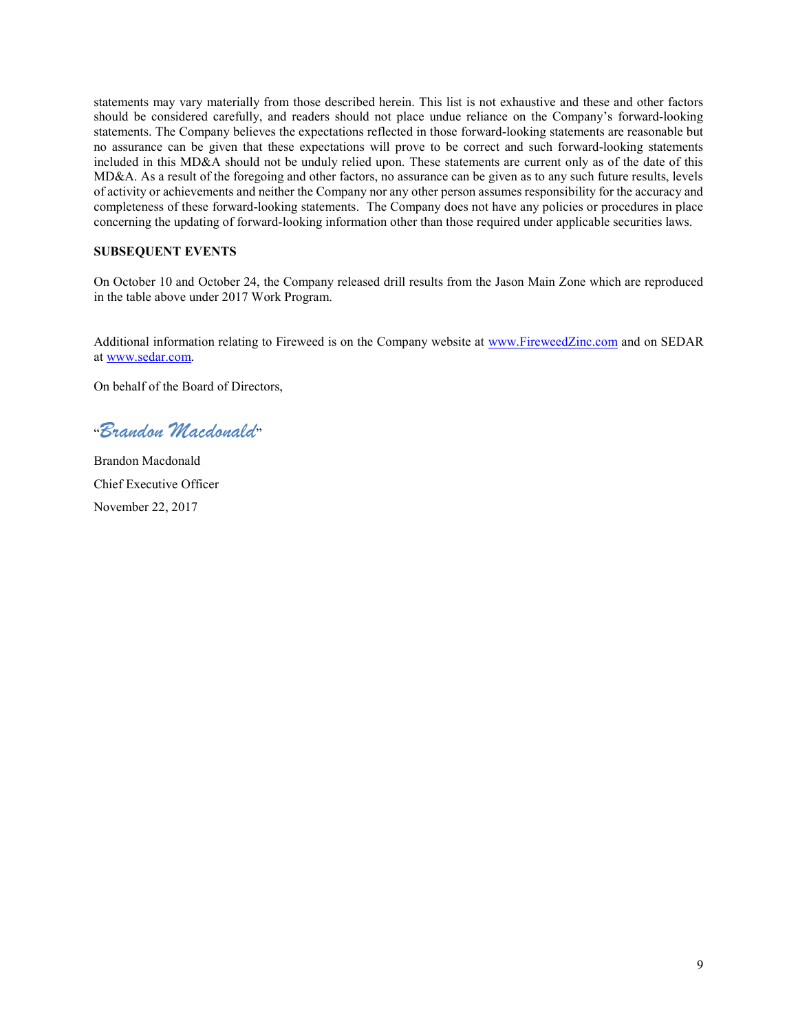statements may vary materially from those described herein. This list is not exhaustive and these and other factors should be considered carefully, and readers should not place undue reliance on the Company's forward-looking statements. The Company believes the expectations reflected in those forward-looking statements are reasonable but no assurance can be given that these expectations will prove to be correct and such forward-looking statements included in this MD&A should not be unduly relied upon. These statements are current only as of the date of this MD&A. As a result of the foregoing and other factors, no assurance can be given as to any such future results, levels of activity or achievements and neither the Company nor any other person assumes responsibility for the accuracy and completeness of these forward-looking statements. The Company does not have any policies or procedures in place concerning the updating of forward-looking information other than those required under applicable securities laws.

**SUBSEQUENT EVENTS**

On October 10 and October 24, the Company released drill results from the Jason Main Zone which are reproduced in the table above under 2017 Work Program.

Additional information relating to Fireweed is on the Company website at [www.FireweedZinc.com](http://www.FireweedZinc.com) and on SEDAR at [www.sedar.com](http://www.sedar.com).

On behalf of the Board of Directors,

*"Brandon Macdonald"*

Brandon Macdonald

Chief Executive Officer

November 22, 2017